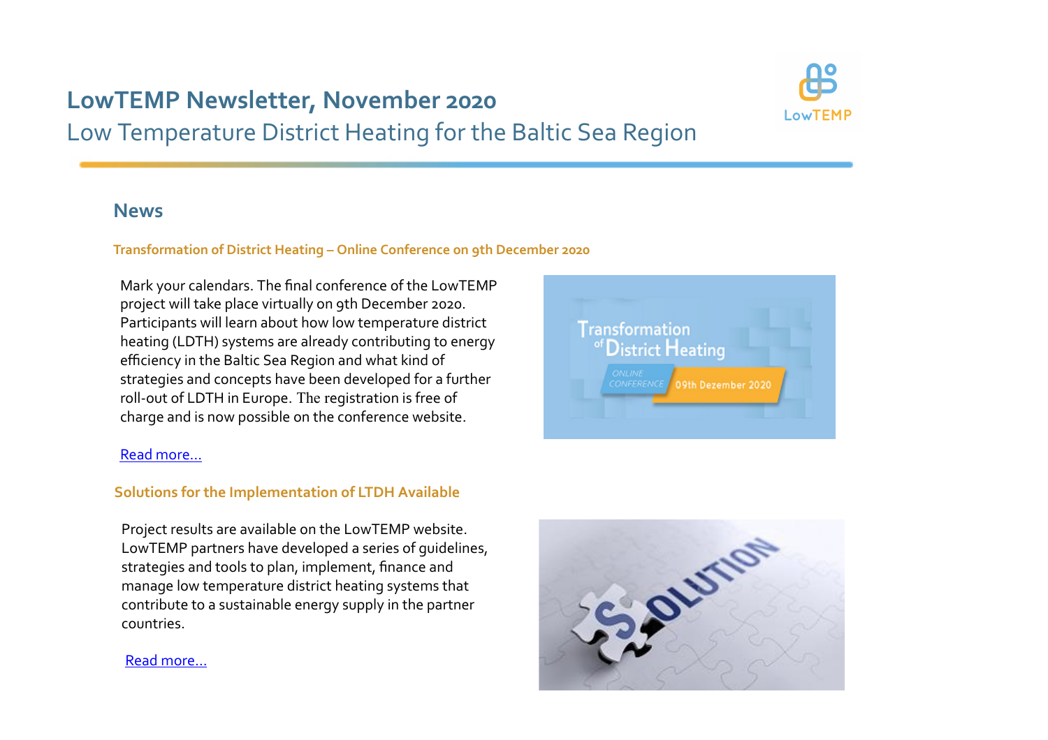# LowTEMP Newsletter, November 2020

Low Temperature District Heating for the Baltic Sea Region

## News

### Transformation of District Heating – Online Conference on 9th December 2020

Mark your calendars. The final conference of the LowTEMP project will take place virtually on 9th December 2020. Participants will learn about how low temperature district heating (LDTH) systems are already contributing to energy efficiency in the Baltic Sea Region and what kind of strategies and concepts have been developed for a further roll-out of LDTH in Europe. The registration is free of charge and is now possible on the conference website.

Read more…

### Solutions for the Implementation of LTDH Available

Project results are available on the LowTEMP website. LowTEMP partners have developed a series of guidelines, strategies and tools to plan, implement, finance and manage low temperature district heating systems that contribute to a sustainable energy supply in the partner countries.

Read more…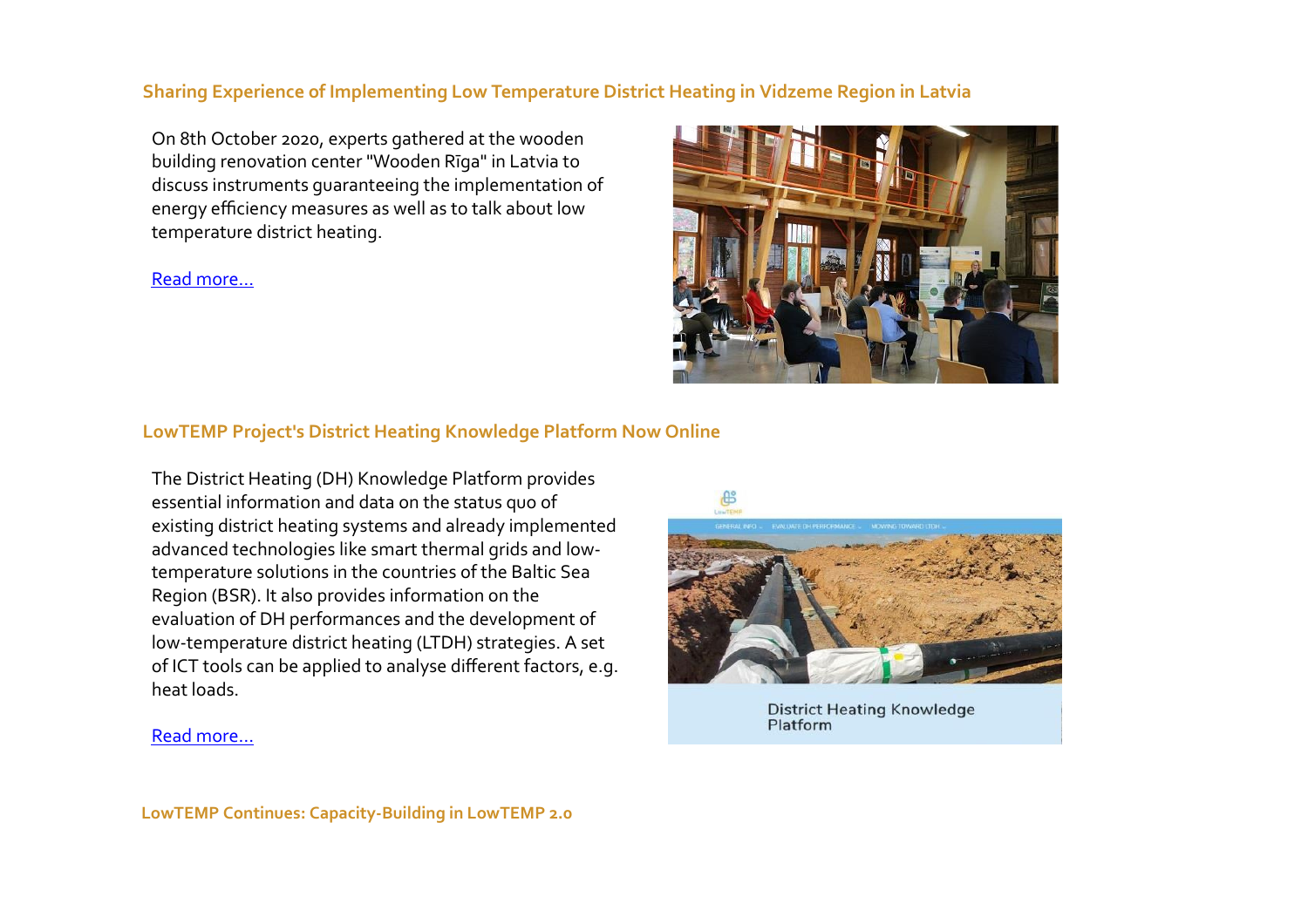## Sharing Experience of Implementing Low Temperature District Heating in Vidzeme Region in Latvia

On 8th October 2020, experts gathered at the wooden building renovation center "Wooden Rīga" in Latvia to discuss instruments guaranteeing the implementation of energy efficiency measures as well as to talk about low temperature district heating.

Read more...

## LowTEMP Project's District Heating Knowledge Platform Now Online

The District Heating (DH) Knowledge Platform provides essential information and data on the status quo of existing district heating systems and already implemented advanced technologies like smart thermal grids and low-temperature solutions in the countries of the Baltic Sea Region (BSR). It also provides information on the evaluation of DH performances and the development of low-temperature district heating (LTDH) strategies. A set of ICT tools can be applied to analyse different factors, e.g. heat loads.

Read more...

## LowTEMP Continues: Capacity-Building in LowTEMP 2.0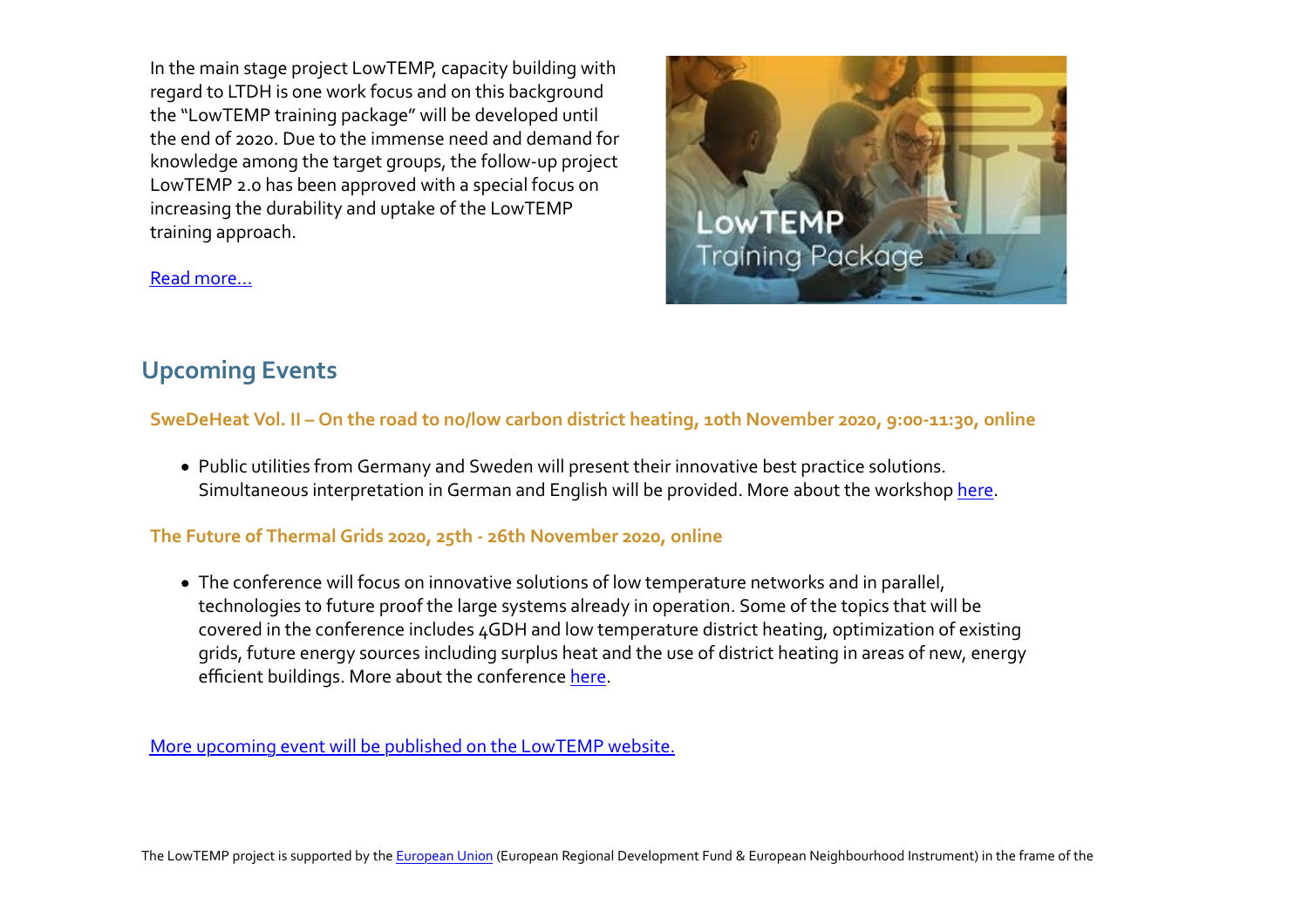In the main stage project LowTEMP, capacity building with regard to LTDH is one work focus and on this background the "LowTEMP training package" will be developed until the end of 2020. Due to the immense need and demand for knowledge among the target groups, the follow-up project LowTEMP 2.0 has been approved with a special focus on increasing the durability and uptake of the LowTEMP training approach.

Read more...

## Upcoming Events

### SweDeHeat Vol. II – On the road to no/low carbon district heating, 10th November 2020, 9:00-11:30, online

- Public utilities from Germany and Sweden will present their innovative best practice solutions. Simultaneous interpretation in German and English will be provided. More about the workshop here.

### The Future of Thermal Grids 2020, 25th - 26th November 2020, online

- The conference will focus on innovative solutions of low temperature networks and in parallel, technologies to future proof the large systems already in operation. Some of the topics that will be covered in the conference includes 4GDH and low temperature district heating, optimization of existing grids, future energy sources including surplus heat and the use of district heating in areas of new, energy efficient buildings. More about the conference here.

More upcoming event will be published on the LowTEMP website.

The LowTEMP project is supported by the European Union (European Regional Development Fund & European Neighbourhood Instrument) in the frame of the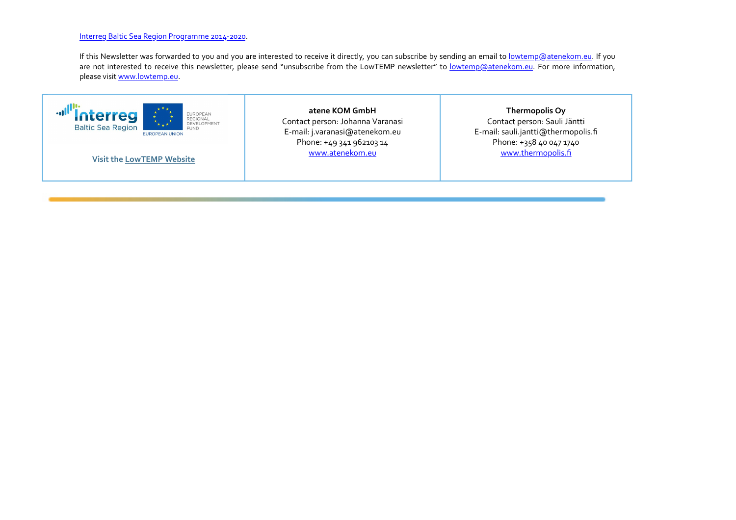Interreg Baltic Sea Region Programme 2014-2020.

If this Newsletter was forwarded to you and you are interested to receive it directly, you can subscribe by sending an email to lowtemp@atenekom.eu. If you are not interested to receive this newsletter, please send "unsubscribe from the LowTEMP newsletter" to lowtemp@atenekom.eu. For more information, please visit www.lowtemp.eu.

| | | |
|---|---|---|
| Interreg Baltic Sea Region · EUROPEAN UNION · EUROPEAN REGIONAL DEVELOPMENT FUND<br><br>**Visit the LowTEMP Website** | **atene KOM GmbH**<br>Contact person: Johanna Varanasi<br>E-mail: j.varanasi@atenekom.eu<br>Phone: +49 341 962103 14<br>www.atenekom.eu | **Thermopolis Oy**<br>Contact person: Sauli Jäntti<br>E-mail: sauli.jantti@thermopolis.fi<br>Phone: +358 40 047 1740<br>www.thermopolis.fi |